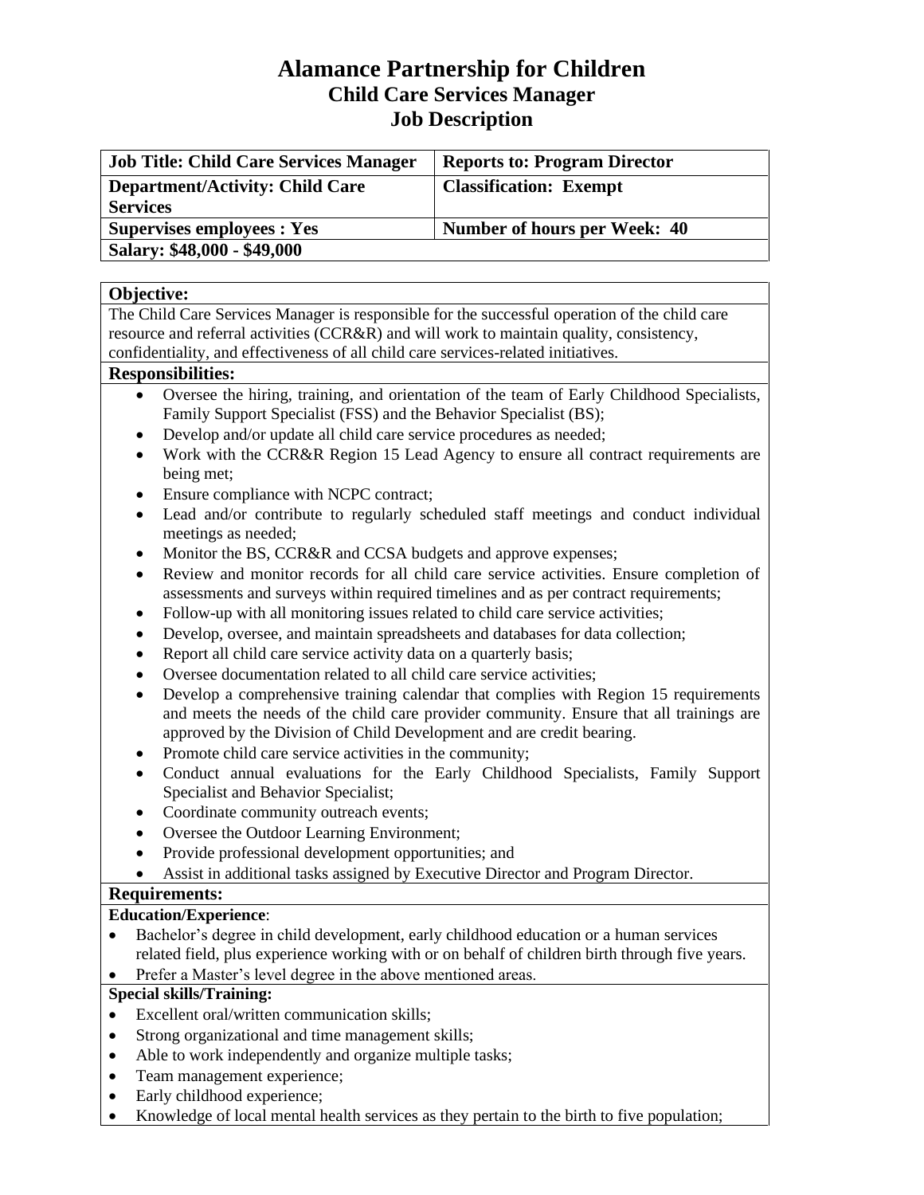# Alamance Partnership for Children

## Child Care Services Manager

## Job Description

| Job Title: Child Care Services Manager | Reports to: Program Director |
| --- | --- |
| Department/Activity: Child Care Services | Classification: Exempt |
| Supervises employees : Yes | Number of hours per Week: 40 |
| Salary: $48,000 - $49,000 | |

**Objective:**

The Child Care Services Manager is responsible for the successful operation of the child care resource and referral activities (CCR&R) and will work to maintain quality, consistency, confidentiality, and effectiveness of all child care services-related initiatives.

**Responsibilities:**

- Oversee the hiring, training, and orientation of the team of Early Childhood Specialists, Family Support Specialist (FSS) and the Behavior Specialist (BS);
- Develop and/or update all child care service procedures as needed;
- Work with the CCR&R Region 15 Lead Agency to ensure all contract requirements are being met;
- Ensure compliance with NCPC contract;
- Lead and/or contribute to regularly scheduled staff meetings and conduct individual meetings as needed;
- Monitor the BS, CCR&R and CCSA budgets and approve expenses;
- Review and monitor records for all child care service activities. Ensure completion of assessments and surveys within required timelines and as per contract requirements;
- Follow-up with all monitoring issues related to child care service activities;
- Develop, oversee, and maintain spreadsheets and databases for data collection;
- Report all child care service activity data on a quarterly basis;
- Oversee documentation related to all child care service activities;
- Develop a comprehensive training calendar that complies with Region 15 requirements and meets the needs of the child care provider community. Ensure that all trainings are approved by the Division of Child Development and are credit bearing.
- Promote child care service activities in the community;
- Conduct annual evaluations for the Early Childhood Specialists, Family Support Specialist and Behavior Specialist;
- Coordinate community outreach events;
- Oversee the Outdoor Learning Environment;
- Provide professional development opportunities; and
- Assist in additional tasks assigned by Executive Director and Program Director.

**Requirements:**

**Education/Experience**:

- Bachelor's degree in child development, early childhood education or a human services related field, plus experience working with or on behalf of children birth through five years.
- Prefer a Master's level degree in the above mentioned areas.

**Special skills/Training:**

- Excellent oral/written communication skills;
- Strong organizational and time management skills;
- Able to work independently and organize multiple tasks;
- Team management experience;
- Early childhood experience;
- Knowledge of local mental health services as they pertain to the birth to five population;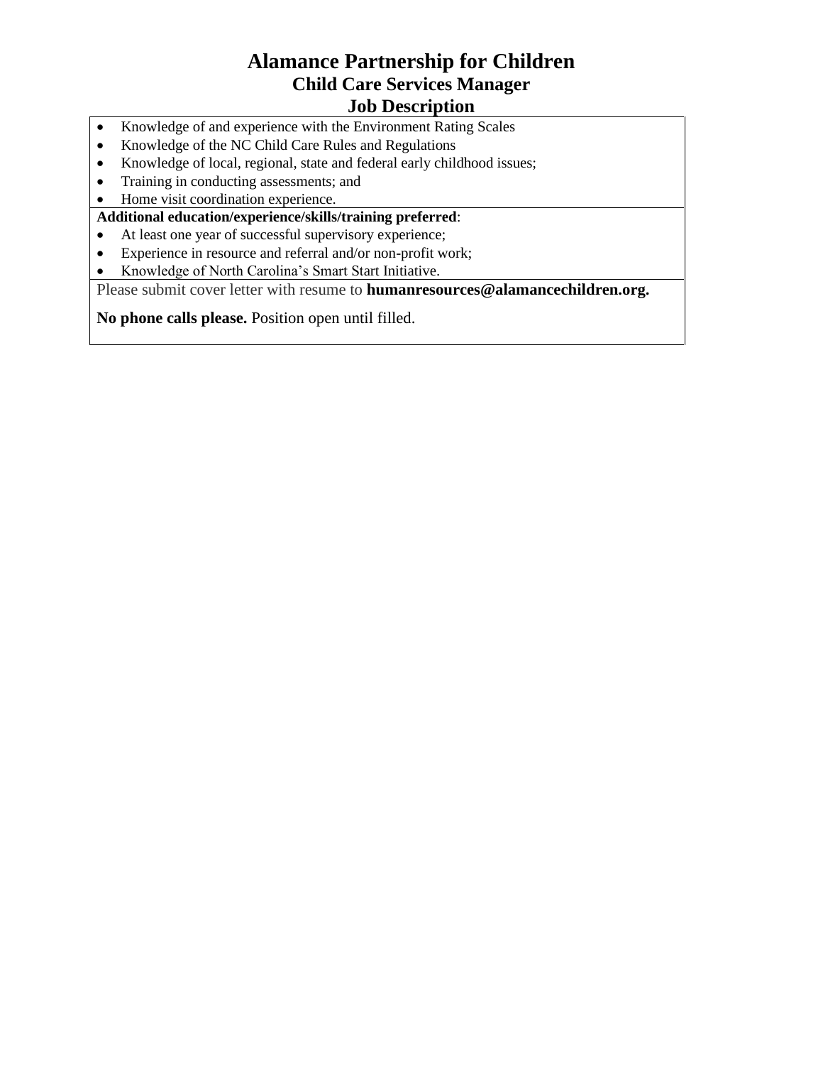# Alamance Partnership for Children

## Child Care Services Manager

## Job Description

- Knowledge of and experience with the Environment Rating Scales
- Knowledge of the NC Child Care Rules and Regulations
- Knowledge of local, regional, state and federal early childhood issues;
- Training in conducting assessments; and
- Home visit coordination experience.

**Additional education/experience/skills/training preferred**:

- At least one year of successful supervisory experience;
- Experience in resource and referral and/or non-profit work;
- Knowledge of North Carolina's Smart Start Initiative.

Please submit cover letter with resume to **humanresources@alamancechildren.org.**

**No phone calls please.** Position open until filled.